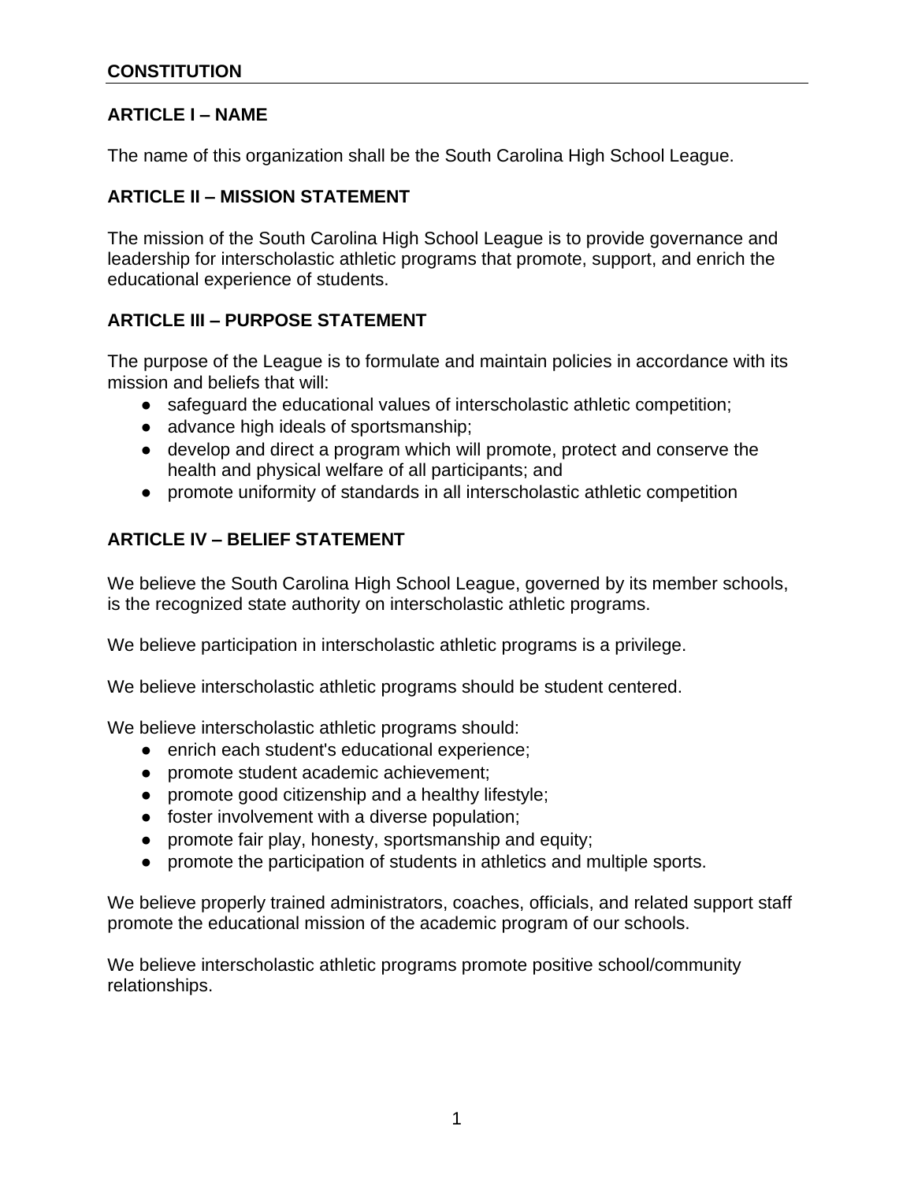# CONSTITUTION

## ARTICLE I – NAME

The name of this organization shall be the South Carolina High School League.

## ARTICLE II – MISSION STATEMENT

The mission of the South Carolina High School League is to provide governance and leadership for interscholastic athletic programs that promote, support, and enrich the educational experience of students.

## ARTICLE III – PURPOSE STATEMENT

The purpose of the League is to formulate and maintain policies in accordance with its mission and beliefs that will:

- safeguard the educational values of interscholastic athletic competition;
- advance high ideals of sportsmanship;
- develop and direct a program which will promote, protect and conserve the health and physical welfare of all participants; and
- promote uniformity of standards in all interscholastic athletic competition

## ARTICLE IV – BELIEF STATEMENT

We believe the South Carolina High School League, governed by its member schools, is the recognized state authority on interscholastic athletic programs.

We believe participation in interscholastic athletic programs is a privilege.

We believe interscholastic athletic programs should be student centered.

We believe interscholastic athletic programs should:

- enrich each student's educational experience;
- promote student academic achievement;
- promote good citizenship and a healthy lifestyle;
- foster involvement with a diverse population;
- promote fair play, honesty, sportsmanship and equity;
- promote the participation of students in athletics and multiple sports.

We believe properly trained administrators, coaches, officials, and related support staff promote the educational mission of the academic program of our schools.

We believe interscholastic athletic programs promote positive school/community relationships.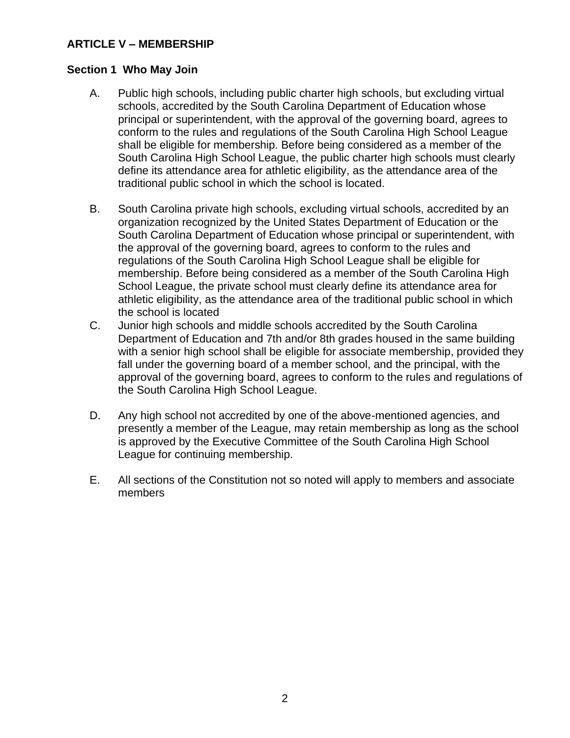## ARTICLE V – MEMBERSHIP

### Section 1 Who May Join

A. Public high schools, including public charter high schools, but excluding virtual schools, accredited by the South Carolina Department of Education whose principal or superintendent, with the approval of the governing board, agrees to conform to the rules and regulations of the South Carolina High School League shall be eligible for membership. Before being considered as a member of the South Carolina High School League, the public charter high schools must clearly define its attendance area for athletic eligibility, as the attendance area of the traditional public school in which the school is located.

B. South Carolina private high schools, excluding virtual schools, accredited by an organization recognized by the United States Department of Education or the South Carolina Department of Education whose principal or superintendent, with the approval of the governing board, agrees to conform to the rules and regulations of the South Carolina High School League shall be eligible for membership. Before being considered as a member of the South Carolina High School League, the private school must clearly define its attendance area for athletic eligibility, as the attendance area of the traditional public school in which the school is located

C. Junior high schools and middle schools accredited by the South Carolina Department of Education and 7th and/or 8th grades housed in the same building with a senior high school shall be eligible for associate membership, provided they fall under the governing board of a member school, and the principal, with the approval of the governing board, agrees to conform to the rules and regulations of the South Carolina High School League.

D. Any high school not accredited by one of the above-mentioned agencies, and presently a member of the League, may retain membership as long as the school is approved by the Executive Committee of the South Carolina High School League for continuing membership.

E. All sections of the Constitution not so noted will apply to members and associate members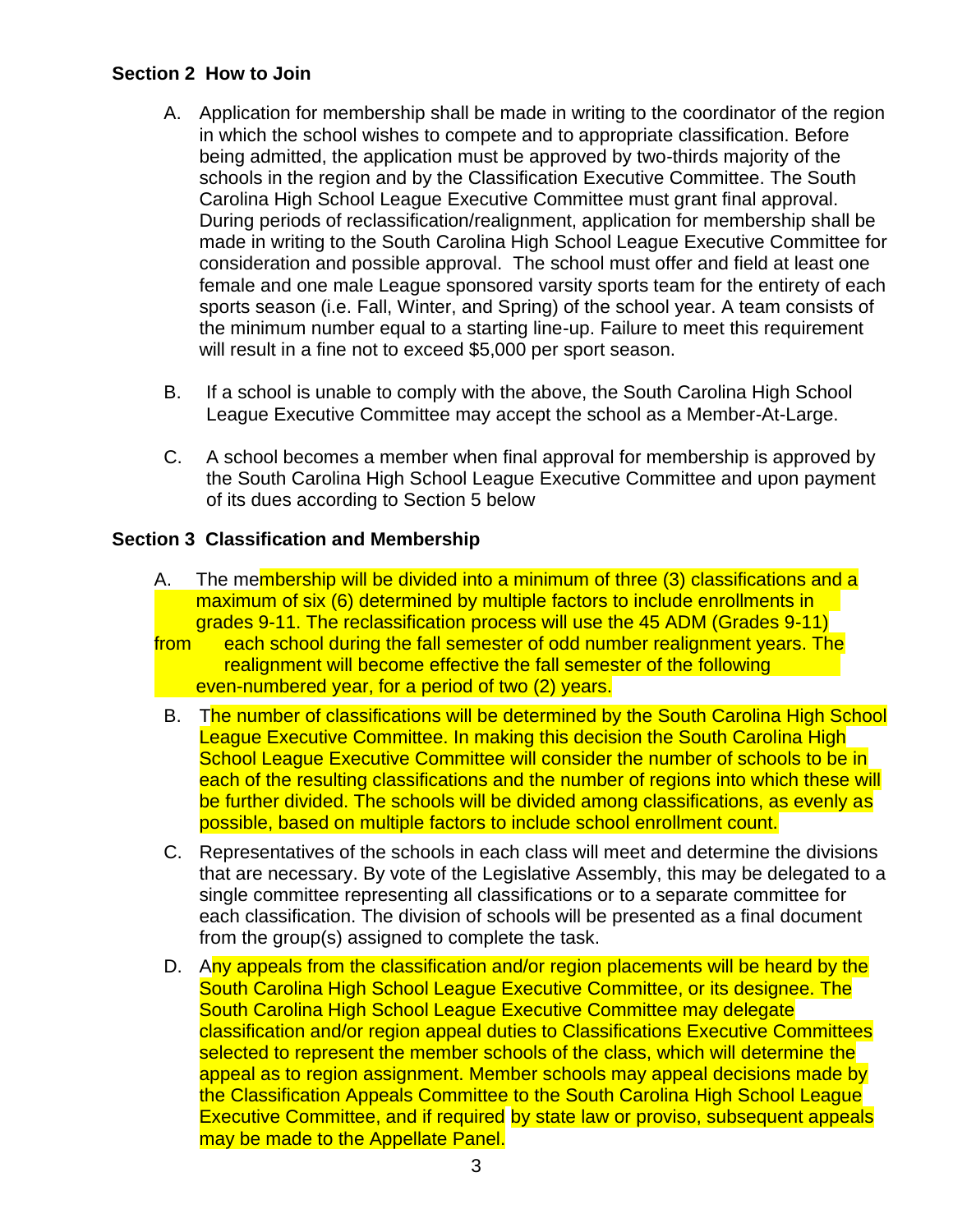### Section 2 How to Join

A. Application for membership shall be made in writing to the coordinator of the region in which the school wishes to compete and to appropriate classification. Before being admitted, the application must be approved by two-thirds majority of the schools in the region and by the Classification Executive Committee. The South Carolina High School League Executive Committee must grant final approval. During periods of reclassification/realignment, application for membership shall be made in writing to the South Carolina High School League Executive Committee for consideration and possible approval. The school must offer and field at least one female and one male League sponsored varsity sports team for the entirety of each sports season (i.e. Fall, Winter, and Spring) of the school year. A team consists of the minimum number equal to a starting line-up. Failure to meet this requirement will result in a fine not to exceed $5,000 per sport season.

B. If a school is unable to comply with the above, the South Carolina High School League Executive Committee may accept the school as a Member-At-Large.

C. A school becomes a member when final approval for membership is approved by the South Carolina High School League Executive Committee and upon payment of its dues according to Section 5 below

### Section 3 Classification and Membership

A. The membership will be divided into a minimum of three (3) classifications and a maximum of six (6) determined by multiple factors to include enrollments in grades 9-11. The reclassification process will use the 45 ADM (Grades 9-11) from each school during the fall semester of odd number realignment years. The realignment will become effective the fall semester of the following even-numbered year, for a period of two (2) years.

B. The number of classifications will be determined by the South Carolina High School League Executive Committee. In making this decision the South Carolina High School League Executive Committee will consider the number of schools to be in each of the resulting classifications and the number of regions into which these will be further divided. The schools will be divided among classifications, as evenly as possible, based on multiple factors to include school enrollment count.

C. Representatives of the schools in each class will meet and determine the divisions that are necessary. By vote of the Legislative Assembly, this may be delegated to a single committee representing all classifications or to a separate committee for each classification. The division of schools will be presented as a final document from the group(s) assigned to complete the task.

D. Any appeals from the classification and/or region placements will be heard by the South Carolina High School League Executive Committee, or its designee. The South Carolina High School League Executive Committee may delegate classification and/or region appeal duties to Classifications Executive Committees selected to represent the member schools of the class, which will determine the appeal as to region assignment. Member schools may appeal decisions made by the Classification Appeals Committee to the South Carolina High School League Executive Committee, and if required by state law or proviso, subsequent appeals may be made to the Appellate Panel.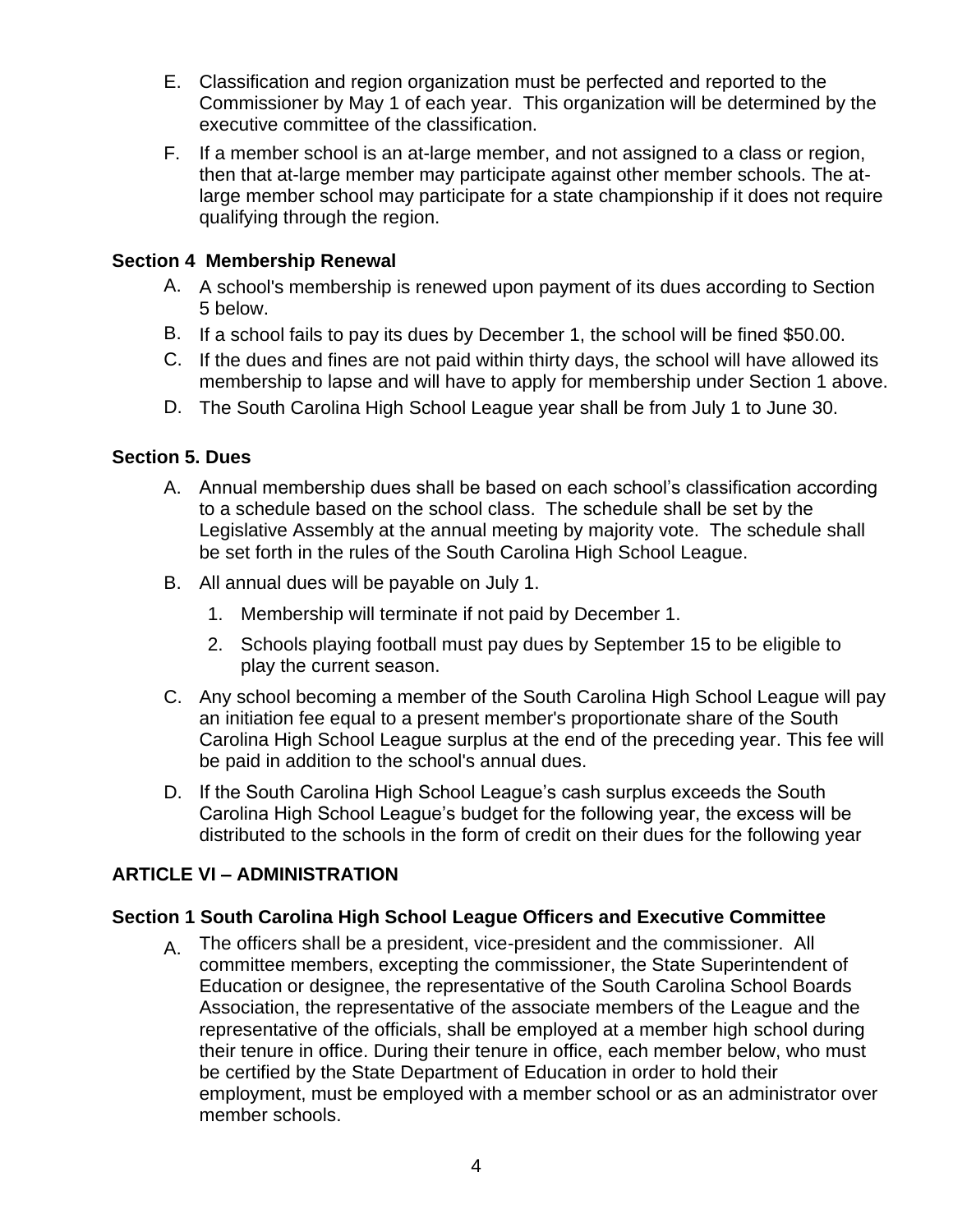E. Classification and region organization must be perfected and reported to the Commissioner by May 1 of each year. This organization will be determined by the executive committee of the classification.

F. If a member school is an at-large member, and not assigned to a class or region, then that at-large member may participate against other member schools. The at-large member school may participate for a state championship if it does not require qualifying through the region.

### Section 4 Membership Renewal

A. A school's membership is renewed upon payment of its dues according to Section 5 below.

B. If a school fails to pay its dues by December 1, the school will be fined $50.00.

C. If the dues and fines are not paid within thirty days, the school will have allowed its membership to lapse and will have to apply for membership under Section 1 above.

D. The South Carolina High School League year shall be from July 1 to June 30.

### Section 5. Dues

A. Annual membership dues shall be based on each school's classification according to a schedule based on the school class. The schedule shall be set by the Legislative Assembly at the annual meeting by majority vote. The schedule shall be set forth in the rules of the South Carolina High School League.

B. All annual dues will be payable on July 1.

   1. Membership will terminate if not paid by December 1.
   2. Schools playing football must pay dues by September 15 to be eligible to play the current season.

C. Any school becoming a member of the South Carolina High School League will pay an initiation fee equal to a present member's proportionate share of the South Carolina High School League surplus at the end of the preceding year. This fee will be paid in addition to the school's annual dues.

D. If the South Carolina High School League's cash surplus exceeds the South Carolina High School League's budget for the following year, the excess will be distributed to the schools in the form of credit on their dues for the following year

## ARTICLE VI – ADMINISTRATION

### Section 1 South Carolina High School League Officers and Executive Committee

A. The officers shall be a president, vice-president and the commissioner. All committee members, excepting the commissioner, the State Superintendent of Education or designee, the representative of the South Carolina School Boards Association, the representative of the associate members of the League and the representative of the officials, shall be employed at a member high school during their tenure in office. During their tenure in office, each member below, who must be certified by the State Department of Education in order to hold their employment, must be employed with a member school or as an administrator over member schools.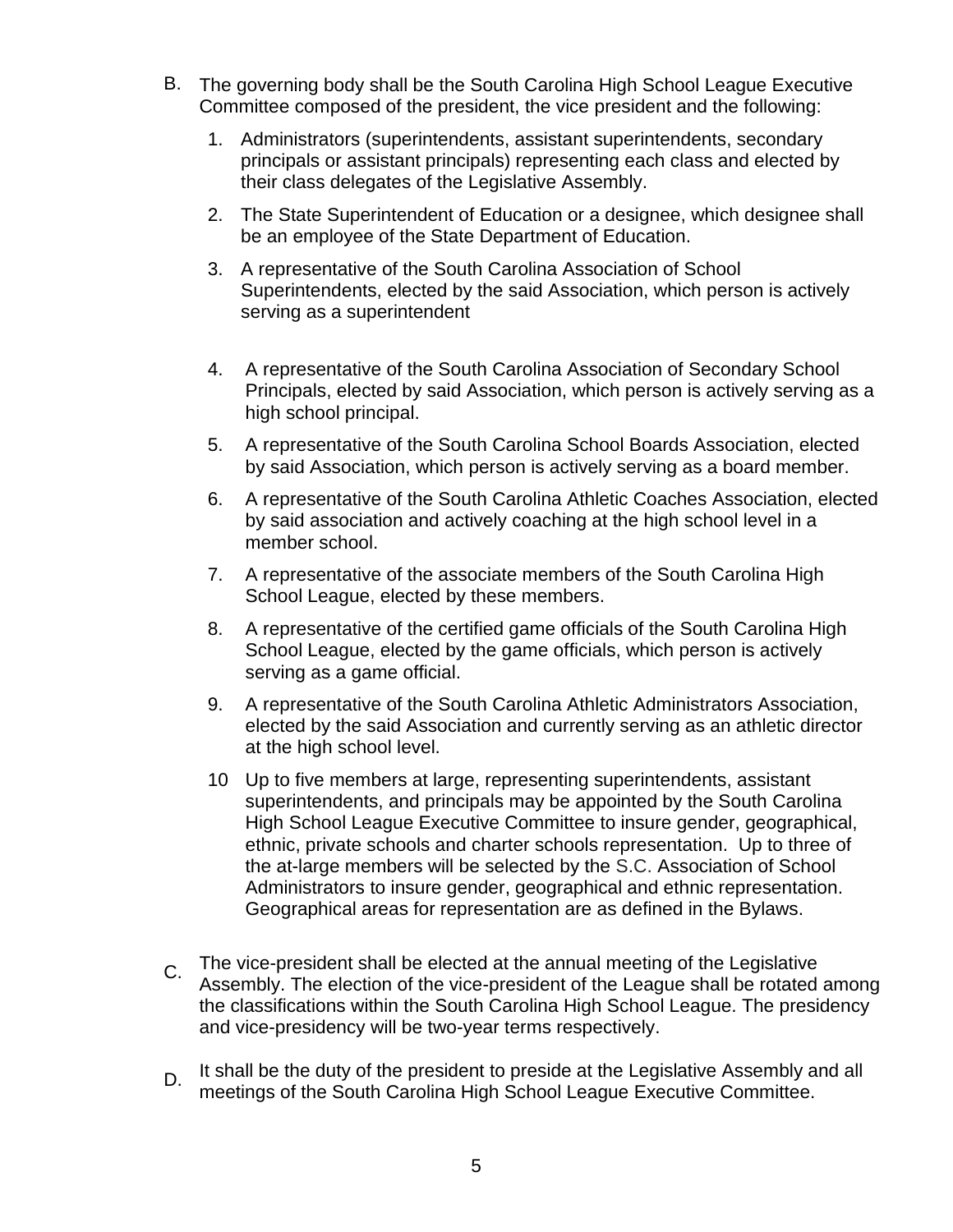B. The governing body shall be the South Carolina High School League Executive Committee composed of the president, the vice president and the following:

1. Administrators (superintendents, assistant superintendents, secondary principals or assistant principals) representing each class and elected by their class delegates of the Legislative Assembly.
2. The State Superintendent of Education or a designee, which designee shall be an employee of the State Department of Education.
3. A representative of the South Carolina Association of School Superintendents, elected by the said Association, which person is actively serving as a superintendent
4. A representative of the South Carolina Association of Secondary School Principals, elected by said Association, which person is actively serving as a high school principal.
5. A representative of the South Carolina School Boards Association, elected by said Association, which person is actively serving as a board member.
6. A representative of the South Carolina Athletic Coaches Association, elected by said association and actively coaching at the high school level in a member school.
7. A representative of the associate members of the South Carolina High School League, elected by these members.
8. A representative of the certified game officials of the South Carolina High School League, elected by the game officials, which person is actively serving as a game official.
9. A representative of the South Carolina Athletic Administrators Association, elected by the said Association and currently serving as an athletic director at the high school level.
10. Up to five members at large, representing superintendents, assistant superintendents, and principals may be appointed by the South Carolina High School League Executive Committee to insure gender, geographical, ethnic, private schools and charter schools representation. Up to three of the at-large members will be selected by the S.C. Association of School Administrators to insure gender, geographical and ethnic representation. Geographical areas for representation are as defined in the Bylaws.

C. The vice-president shall be elected at the annual meeting of the Legislative Assembly. The election of the vice-president of the League shall be rotated among the classifications within the South Carolina High School League. The presidency and vice-presidency will be two-year terms respectively.

D. It shall be the duty of the president to preside at the Legislative Assembly and all meetings of the South Carolina High School League Executive Committee.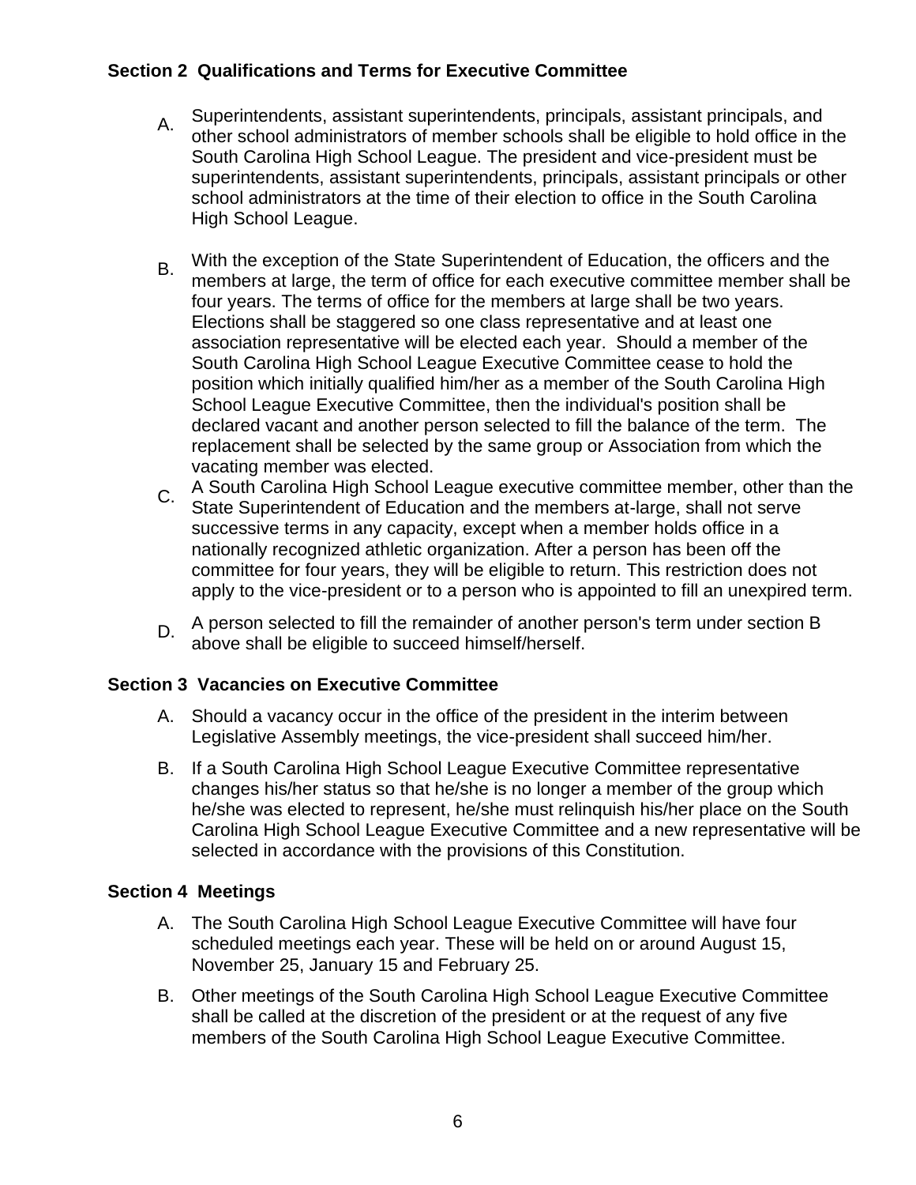### Section 2 Qualifications and Terms for Executive Committee

A. Superintendents, assistant superintendents, principals, assistant principals, and other school administrators of member schools shall be eligible to hold office in the South Carolina High School League. The president and vice-president must be superintendents, assistant superintendents, principals, assistant principals or other school administrators at the time of their election to office in the South Carolina High School League.

B. With the exception of the State Superintendent of Education, the officers and the members at large, the term of office for each executive committee member shall be four years. The terms of office for the members at large shall be two years. Elections shall be staggered so one class representative and at least one association representative will be elected each year. Should a member of the South Carolina High School League Executive Committee cease to hold the position which initially qualified him/her as a member of the South Carolina High School League Executive Committee, then the individual's position shall be declared vacant and another person selected to fill the balance of the term. The replacement shall be selected by the same group or Association from which the vacating member was elected.

C. A South Carolina High School League executive committee member, other than the State Superintendent of Education and the members at-large, shall not serve successive terms in any capacity, except when a member holds office in a nationally recognized athletic organization. After a person has been off the committee for four years, they will be eligible to return. This restriction does not apply to the vice-president or to a person who is appointed to fill an unexpired term.

D. A person selected to fill the remainder of another person's term under section B above shall be eligible to succeed himself/herself.

### Section 3 Vacancies on Executive Committee

A. Should a vacancy occur in the office of the president in the interim between Legislative Assembly meetings, the vice-president shall succeed him/her.

B. If a South Carolina High School League Executive Committee representative changes his/her status so that he/she is no longer a member of the group which he/she was elected to represent, he/she must relinquish his/her place on the South Carolina High School League Executive Committee and a new representative will be selected in accordance with the provisions of this Constitution.

### Section 4 Meetings

A. The South Carolina High School League Executive Committee will have four scheduled meetings each year. These will be held on or around August 15, November 25, January 15 and February 25.

B. Other meetings of the South Carolina High School League Executive Committee shall be called at the discretion of the president or at the request of any five members of the South Carolina High School League Executive Committee.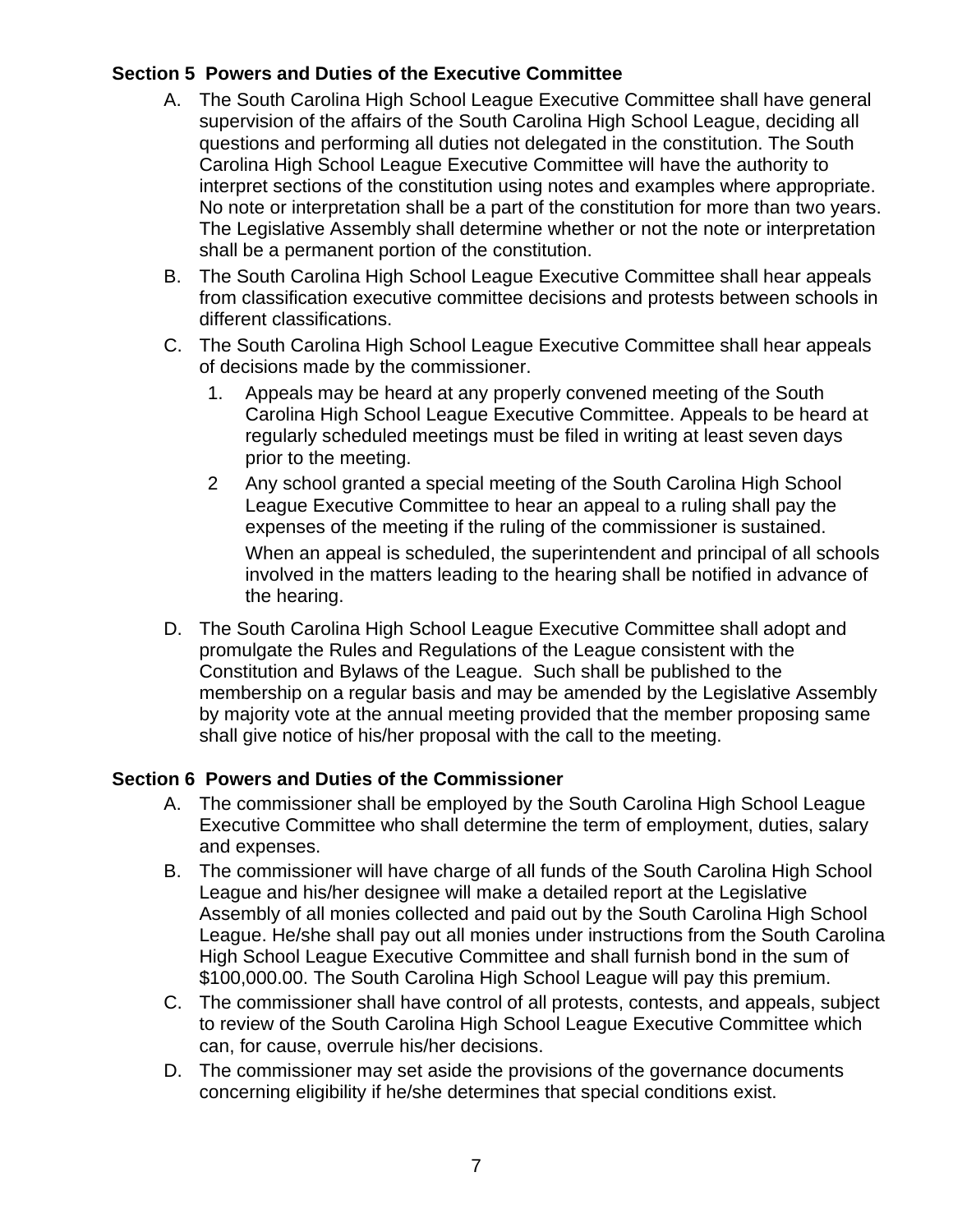**Section 5 Powers and Duties of the Executive Committee**

A. The South Carolina High School League Executive Committee shall have general supervision of the affairs of the South Carolina High School League, deciding all questions and performing all duties not delegated in the constitution. The South Carolina High School League Executive Committee will have the authority to interpret sections of the constitution using notes and examples where appropriate. No note or interpretation shall be a part of the constitution for more than two years. The Legislative Assembly shall determine whether or not the note or interpretation shall be a permanent portion of the constitution.

B. The South Carolina High School League Executive Committee shall hear appeals from classification executive committee decisions and protests between schools in different classifications.

C. The South Carolina High School League Executive Committee shall hear appeals of decisions made by the commissioner.

   1. Appeals may be heard at any properly convened meeting of the South Carolina High School League Executive Committee. Appeals to be heard at regularly scheduled meetings must be filed in writing at least seven days prior to the meeting.

   2 Any school granted a special meeting of the South Carolina High School League Executive Committee to hear an appeal to a ruling shall pay the expenses of the meeting if the ruling of the commissioner is sustained.

      When an appeal is scheduled, the superintendent and principal of all schools involved in the matters leading to the hearing shall be notified in advance of the hearing.

D. The South Carolina High School League Executive Committee shall adopt and promulgate the Rules and Regulations of the League consistent with the Constitution and Bylaws of the League. Such shall be published to the membership on a regular basis and may be amended by the Legislative Assembly by majority vote at the annual meeting provided that the member proposing same shall give notice of his/her proposal with the call to the meeting.

**Section 6 Powers and Duties of the Commissioner**

A. The commissioner shall be employed by the South Carolina High School League Executive Committee who shall determine the term of employment, duties, salary and expenses.

B. The commissioner will have charge of all funds of the South Carolina High School League and his/her designee will make a detailed report at the Legislative Assembly of all monies collected and paid out by the South Carolina High School League. He/she shall pay out all monies under instructions from the South Carolina High School League Executive Committee and shall furnish bond in the sum of $100,000.00. The South Carolina High School League will pay this premium.

C. The commissioner shall have control of all protests, contests, and appeals, subject to review of the South Carolina High School League Executive Committee which can, for cause, overrule his/her decisions.

D. The commissioner may set aside the provisions of the governance documents concerning eligibility if he/she determines that special conditions exist.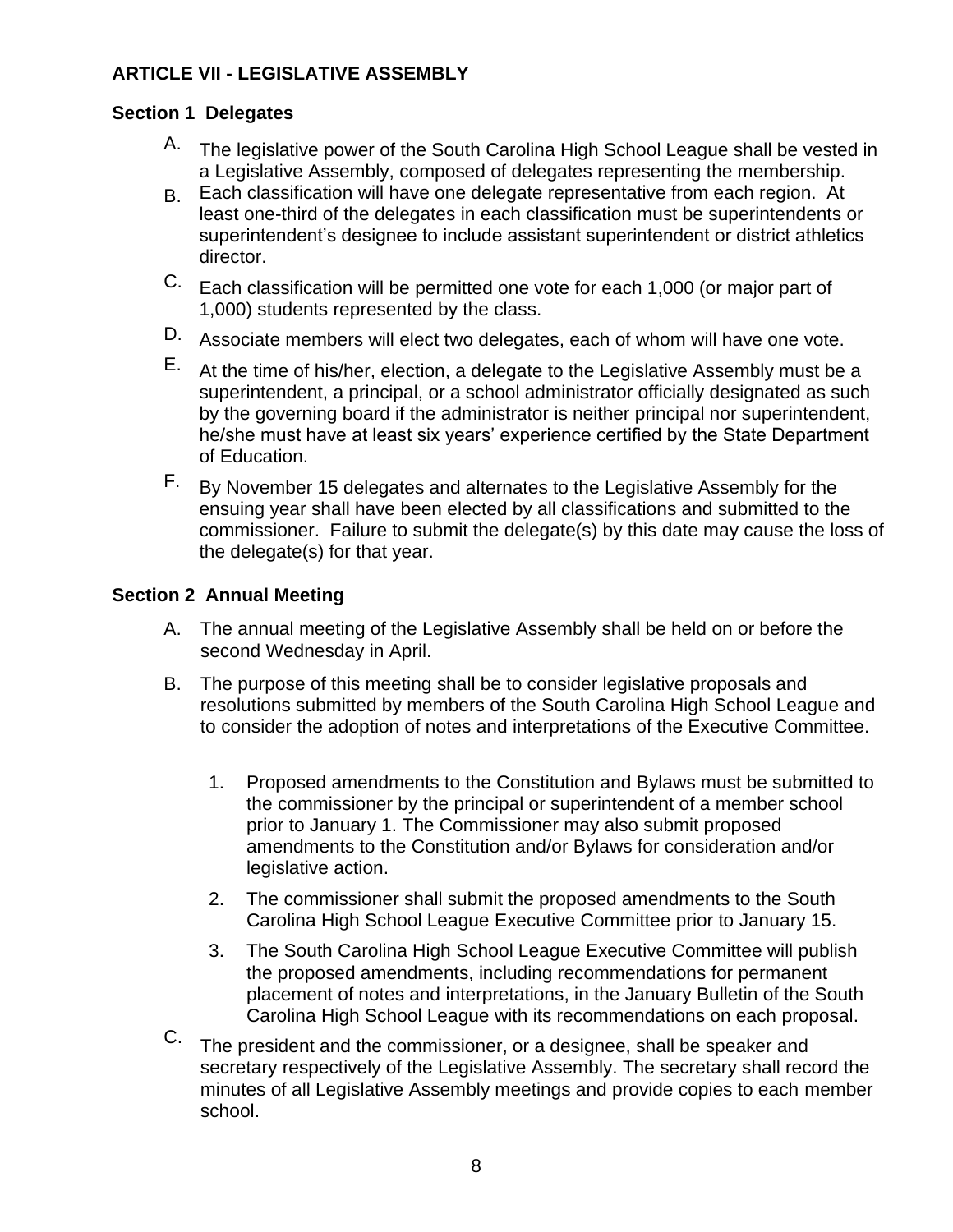## ARTICLE VII - LEGISLATIVE ASSEMBLY

### Section 1 Delegates

A. The legislative power of the South Carolina High School League shall be vested in a Legislative Assembly, composed of delegates representing the membership.

B. Each classification will have one delegate representative from each region. At least one-third of the delegates in each classification must be superintendents or superintendent's designee to include assistant superintendent or district athletics director.

C. Each classification will be permitted one vote for each 1,000 (or major part of 1,000) students represented by the class.

D. Associate members will elect two delegates, each of whom will have one vote.

E. At the time of his/her, election, a delegate to the Legislative Assembly must be a superintendent, a principal, or a school administrator officially designated as such by the governing board if the administrator is neither principal nor superintendent, he/she must have at least six years' experience certified by the State Department of Education.

F. By November 15 delegates and alternates to the Legislative Assembly for the ensuing year shall have been elected by all classifications and submitted to the commissioner. Failure to submit the delegate(s) by this date may cause the loss of the delegate(s) for that year.

### Section 2 Annual Meeting

A. The annual meeting of the Legislative Assembly shall be held on or before the second Wednesday in April.

B. The purpose of this meeting shall be to consider legislative proposals and resolutions submitted by members of the South Carolina High School League and to consider the adoption of notes and interpretations of the Executive Committee.

   1. Proposed amendments to the Constitution and Bylaws must be submitted to the commissioner by the principal or superintendent of a member school prior to January 1. The Commissioner may also submit proposed amendments to the Constitution and/or Bylaws for consideration and/or legislative action.

   2. The commissioner shall submit the proposed amendments to the South Carolina High School League Executive Committee prior to January 15.

   3. The South Carolina High School League Executive Committee will publish the proposed amendments, including recommendations for permanent placement of notes and interpretations, in the January Bulletin of the South Carolina High School League with its recommendations on each proposal.

C. The president and the commissioner, or a designee, shall be speaker and secretary respectively of the Legislative Assembly. The secretary shall record the minutes of all Legislative Assembly meetings and provide copies to each member school.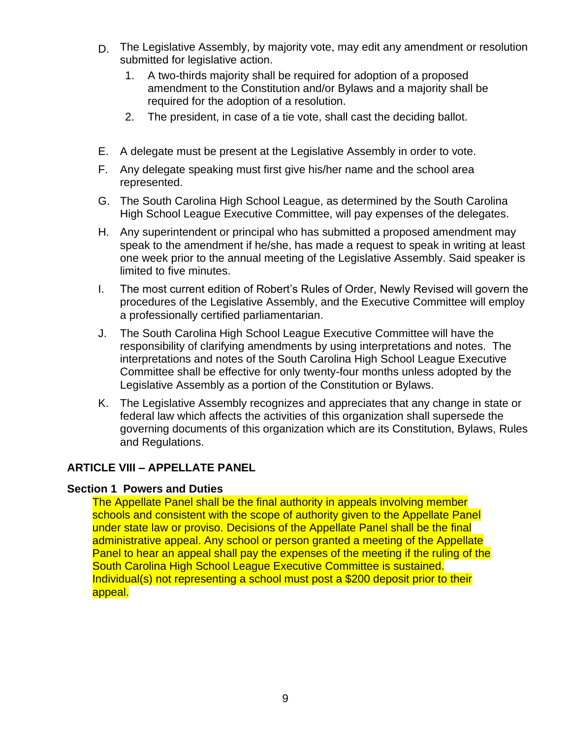D. The Legislative Assembly, by majority vote, may edit any amendment or resolution submitted for legislative action.

   1. A two-thirds majority shall be required for adoption of a proposed amendment to the Constitution and/or Bylaws and a majority shall be required for the adoption of a resolution.
   2. The president, in case of a tie vote, shall cast the deciding ballot.

E. A delegate must be present at the Legislative Assembly in order to vote.

F. Any delegate speaking must first give his/her name and the school area represented.

G. The South Carolina High School League, as determined by the South Carolina High School League Executive Committee, will pay expenses of the delegates.

H. Any superintendent or principal who has submitted a proposed amendment may speak to the amendment if he/she, has made a request to speak in writing at least one week prior to the annual meeting of the Legislative Assembly. Said speaker is limited to five minutes.

I. The most current edition of Robert's Rules of Order, Newly Revised will govern the procedures of the Legislative Assembly, and the Executive Committee will employ a professionally certified parliamentarian.

J. The South Carolina High School League Executive Committee will have the responsibility of clarifying amendments by using interpretations and notes. The interpretations and notes of the South Carolina High School League Executive Committee shall be effective for only twenty-four months unless adopted by the Legislative Assembly as a portion of the Constitution or Bylaws.

K. The Legislative Assembly recognizes and appreciates that any change in state or federal law which affects the activities of this organization shall supersede the governing documents of this organization which are its Constitution, Bylaws, Rules and Regulations.

## ARTICLE VIII – APPELLATE PANEL

### Section 1 Powers and Duties

The Appellate Panel shall be the final authority in appeals involving member schools and consistent with the scope of authority given to the Appellate Panel under state law or proviso. Decisions of the Appellate Panel shall be the final administrative appeal. Any school or person granted a meeting of the Appellate Panel to hear an appeal shall pay the expenses of the meeting if the ruling of the South Carolina High School League Executive Committee is sustained. Individual(s) not representing a school must post a $200 deposit prior to their appeal.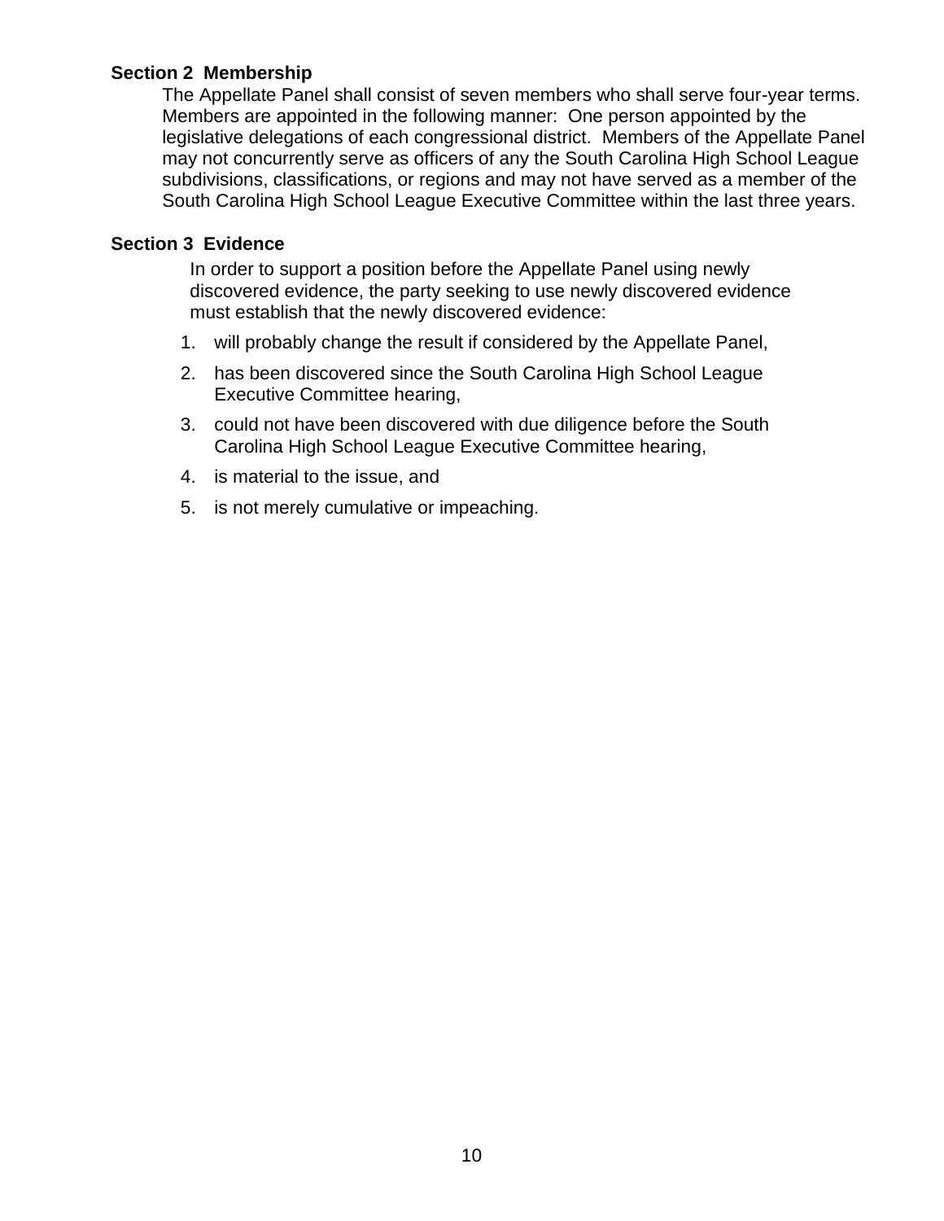**Section 2 Membership**

The Appellate Panel shall consist of seven members who shall serve four-year terms. Members are appointed in the following manner: One person appointed by the legislative delegations of each congressional district. Members of the Appellate Panel may not concurrently serve as officers of any the South Carolina High School League subdivisions, classifications, or regions and may not have served as a member of the South Carolina High School League Executive Committee within the last three years.

**Section 3 Evidence**

In order to support a position before the Appellate Panel using newly discovered evidence, the party seeking to use newly discovered evidence must establish that the newly discovered evidence:

1. will probably change the result if considered by the Appellate Panel,
2. has been discovered since the South Carolina High School League Executive Committee hearing,
3. could not have been discovered with due diligence before the South Carolina High School League Executive Committee hearing,
4. is material to the issue, and
5. is not merely cumulative or impeaching.